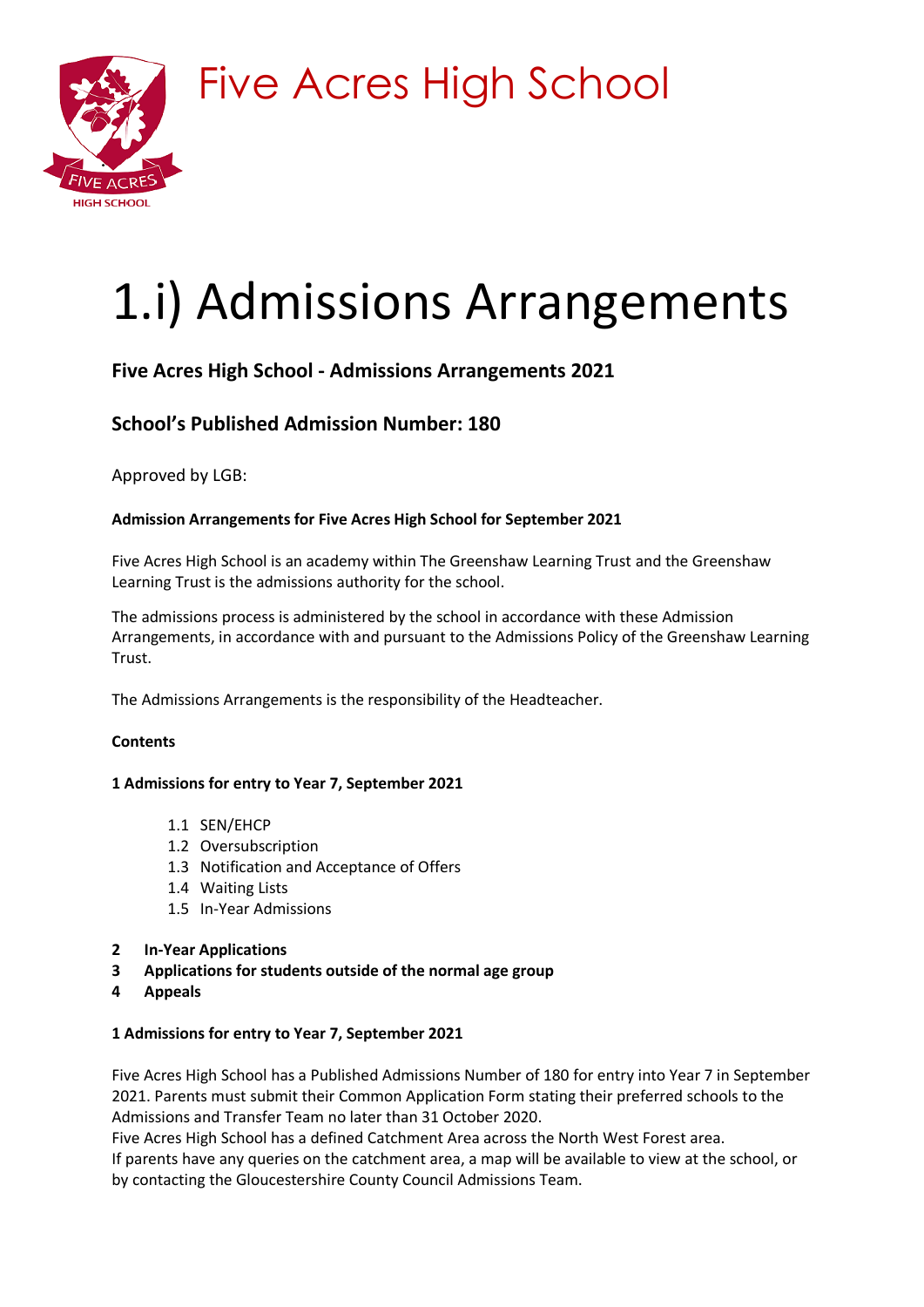# Five Acres High School

# 1.i) Admissions Arrangements

## Five Acres High School - Admissions Arrangements 2021

## School's Published Admission Number: 180

Approved by LGB:

**Admission Arrangements for Five Acres High School for September 2021**

Five Acres High School is an academy within The Greenshaw Learning Trust and the Greenshaw Learning Trust is the admissions authority for the school.

The admissions process is administered by the school in accordance with these Admission Arrangements, in accordance with and pursuant to the Admissions Policy of the Greenshaw Learning Trust.

The Admissions Arrangements is the responsibility of the Headteacher.

**Contents**

**1 Admissions for entry to Year 7, September 2021**

- 1.1 SEN/EHCP
- 1.2 Oversubscription
- 1.3 Notification and Acceptance of Offers
- 1.4 Waiting Lists
- 1.5 In-Year Admissions

**2 In-Year Applications**

**3 Applications for students outside of the normal age group**

**4 Appeals**

**1 Admissions for entry to Year 7, September 2021**

Five Acres High School has a Published Admissions Number of 180 for entry into Year 7 in September 2021. Parents must submit their Common Application Form stating their preferred schools to the Admissions and Transfer Team no later than 31 October 2020.
Five Acres High School has a defined Catchment Area across the North West Forest area.
If parents have any queries on the catchment area, a map will be available to view at the school, or by contacting the Gloucestershire County Council Admissions Team.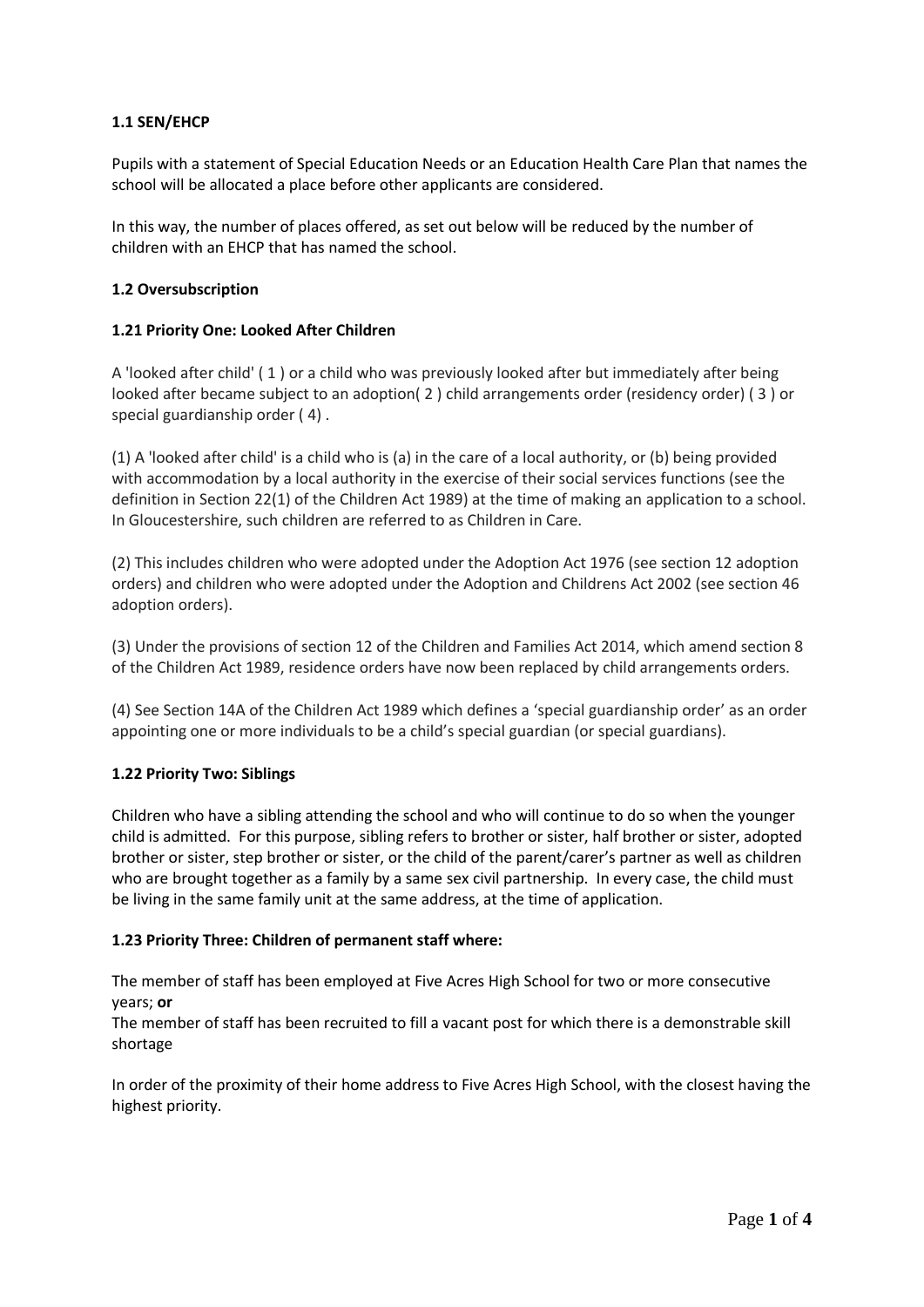### 1.1 SEN/EHCP

Pupils with a statement of Special Education Needs or an Education Health Care Plan that names the school will be allocated a place before other applicants are considered.

In this way, the number of places offered, as set out below will be reduced by the number of children with an EHCP that has named the school.

### 1.2 Oversubscription

#### 1.21 Priority One: Looked After Children

A 'looked after child' ( 1 ) or a child who was previously looked after but immediately after being looked after became subject to an adoption( 2 ) child arrangements order (residency order) ( 3 ) or special guardianship order ( 4) .

(1) A 'looked after child' is a child who is (a) in the care of a local authority, or (b) being provided with accommodation by a local authority in the exercise of their social services functions (see the definition in Section 22(1) of the Children Act 1989) at the time of making an application to a school. In Gloucestershire, such children are referred to as Children in Care.

(2) This includes children who were adopted under the Adoption Act 1976 (see section 12 adoption orders) and children who were adopted under the Adoption and Childrens Act 2002 (see section 46 adoption orders).

(3) Under the provisions of section 12 of the Children and Families Act 2014, which amend section 8 of the Children Act 1989, residence orders have now been replaced by child arrangements orders.

(4) See Section 14A of the Children Act 1989 which defines a 'special guardianship order' as an order appointing one or more individuals to be a child's special guardian (or special guardians).

#### 1.22 Priority Two: Siblings

Children who have a sibling attending the school and who will continue to do so when the younger child is admitted. For this purpose, sibling refers to brother or sister, half brother or sister, adopted brother or sister, step brother or sister, or the child of the parent/carer's partner as well as children who are brought together as a family by a same sex civil partnership. In every case, the child must be living in the same family unit at the same address, at the time of application.

#### 1.23 Priority Three: Children of permanent staff where:

The member of staff has been employed at Five Acres High School for two or more consecutive years; **or**
The member of staff has been recruited to fill a vacant post for which there is a demonstrable skill shortage

In order of the proximity of their home address to Five Acres High School, with the closest having the highest priority.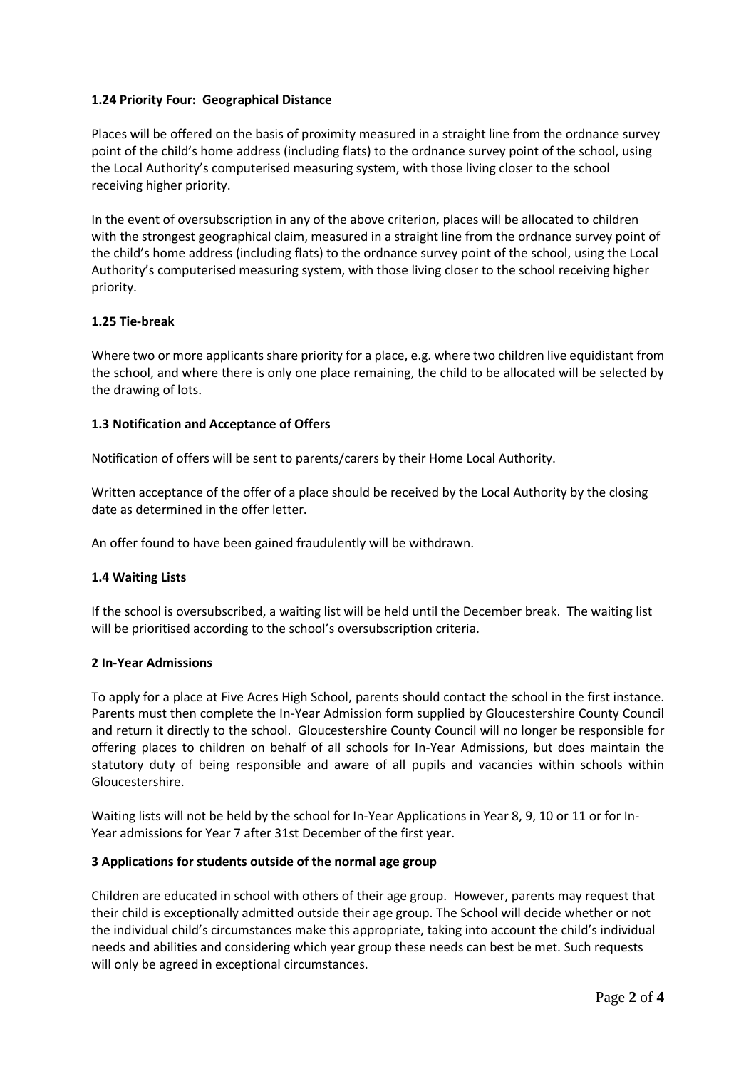#### 1.24 Priority Four: Geographical Distance

Places will be offered on the basis of proximity measured in a straight line from the ordnance survey point of the child's home address (including flats) to the ordnance survey point of the school, using the Local Authority's computerised measuring system, with those living closer to the school receiving higher priority.

In the event of oversubscription in any of the above criterion, places will be allocated to children with the strongest geographical claim, measured in a straight line from the ordnance survey point of the child's home address (including flats) to the ordnance survey point of the school, using the Local Authority's computerised measuring system, with those living closer to the school receiving higher priority.

#### 1.25 Tie-break

Where two or more applicants share priority for a place, e.g. where two children live equidistant from the school, and where there is only one place remaining, the child to be allocated will be selected by the drawing of lots.

### 1.3 Notification and Acceptance of Offers

Notification of offers will be sent to parents/carers by their Home Local Authority.

Written acceptance of the offer of a place should be received by the Local Authority by the closing date as determined in the offer letter.

An offer found to have been gained fraudulently will be withdrawn.

### 1.4 Waiting Lists

If the school is oversubscribed, a waiting list will be held until the December break. The waiting list will be prioritised according to the school's oversubscription criteria.

## 2 In-Year Admissions

To apply for a place at Five Acres High School, parents should contact the school in the first instance. Parents must then complete the In-Year Admission form supplied by Gloucestershire County Council and return it directly to the school. Gloucestershire County Council will no longer be responsible for offering places to children on behalf of all schools for In-Year Admissions, but does maintain the statutory duty of being responsible and aware of all pupils and vacancies within schools within Gloucestershire.

Waiting lists will not be held by the school for In-Year Applications in Year 8, 9, 10 or 11 or for In-Year admissions for Year 7 after 31st December of the first year.

## 3 Applications for students outside of the normal age group

Children are educated in school with others of their age group. However, parents may request that their child is exceptionally admitted outside their age group. The School will decide whether or not the individual child's circumstances make this appropriate, taking into account the child's individual needs and abilities and considering which year group these needs can best be met. Such requests will only be agreed in exceptional circumstances.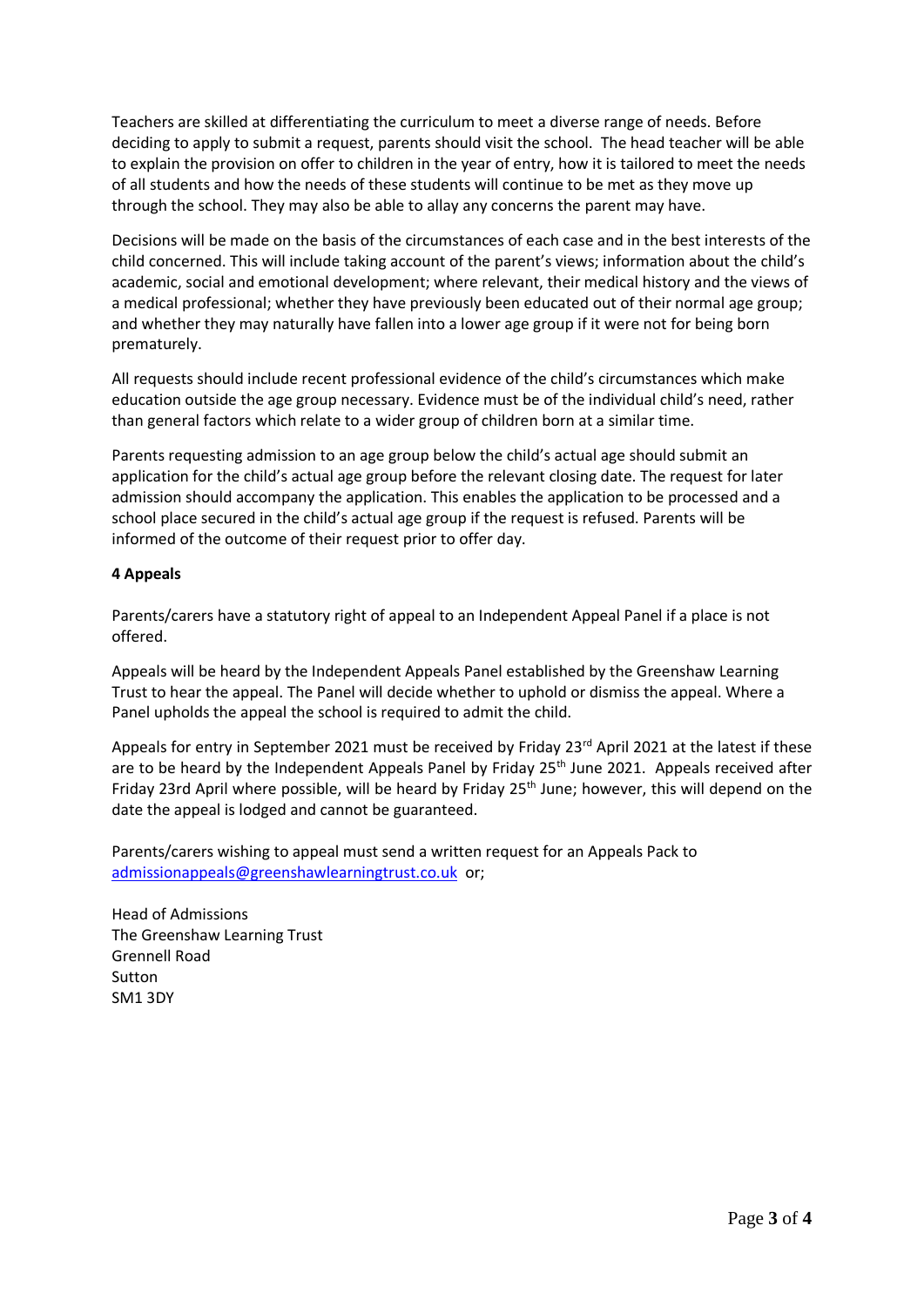Teachers are skilled at differentiating the curriculum to meet a diverse range of needs. Before deciding to apply to submit a request, parents should visit the school. The head teacher will be able to explain the provision on offer to children in the year of entry, how it is tailored to meet the needs of all students and how the needs of these students will continue to be met as they move up through the school. They may also be able to allay any concerns the parent may have.

Decisions will be made on the basis of the circumstances of each case and in the best interests of the child concerned. This will include taking account of the parent's views; information about the child's academic, social and emotional development; where relevant, their medical history and the views of a medical professional; whether they have previously been educated out of their normal age group; and whether they may naturally have fallen into a lower age group if it were not for being born prematurely.

All requests should include recent professional evidence of the child's circumstances which make education outside the age group necessary. Evidence must be of the individual child's need, rather than general factors which relate to a wider group of children born at a similar time.

Parents requesting admission to an age group below the child's actual age should submit an application for the child's actual age group before the relevant closing date. The request for later admission should accompany the application. This enables the application to be processed and a school place secured in the child's actual age group if the request is refused. Parents will be informed of the outcome of their request prior to offer day.

**4 Appeals**

Parents/carers have a statutory right of appeal to an Independent Appeal Panel if a place is not offered.

Appeals will be heard by the Independent Appeals Panel established by the Greenshaw Learning Trust to hear the appeal. The Panel will decide whether to uphold or dismiss the appeal. Where a Panel upholds the appeal the school is required to admit the child.

Appeals for entry in September 2021 must be received by Friday 23rd April 2021 at the latest if these are to be heard by the Independent Appeals Panel by Friday 25th June 2021. Appeals received after Friday 23rd April where possible, will be heard by Friday 25th June; however, this will depend on the date the appeal is lodged and cannot be guaranteed.

Parents/carers wishing to appeal must send a written request for an Appeals Pack to admissionappeals@greenshawlearningtrust.co.uk or;

Head of Admissions  
The Greenshaw Learning Trust  
Grennell Road  
Sutton  
SM1 3DY